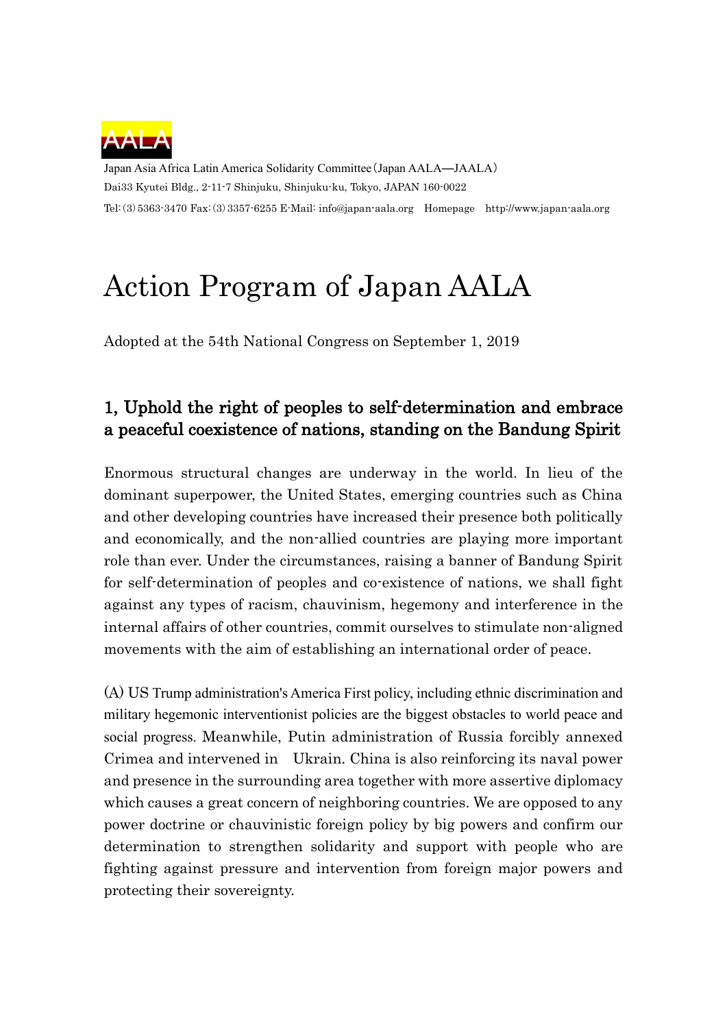AALA

Japan Asia Africa Latin America Solidarity Committee（Japan AALA—JAALA）
Dai33 Kyutei Bldg., 2-11-7 Shinjuku, Shinjuku-ku, Tokyo, JAPAN 160-0022
Tel: (3) 5363-3470 Fax: (3) 3357-6255 E-Mail: info@japan-aala.org　Homepage　http://www.japan-aala.org

# Action Program of Japan AALA

Adopted at the 54th National Congress on September 1, 2019

## 1, Uphold the right of peoples to self-determination and embrace a peaceful coexistence of nations, standing on the Bandung Spirit

Enormous structural changes are underway in the world. In lieu of the dominant superpower, the United States, emerging countries such as China and other developing countries have increased their presence both politically and economically, and the non-allied countries are playing more important role than ever. Under the circumstances, raising a banner of Bandung Spirit for self-determination of peoples and co-existence of nations, we shall fight against any types of racism, chauvinism, hegemony and interference in the internal affairs of other countries, commit ourselves to stimulate non-aligned movements with the aim of establishing an international order of peace.

(A) US Trump administration's America First policy, including ethnic discrimination and military hegemonic interventionist policies are the biggest obstacles to world peace and social progress. Meanwhile, Putin administration of Russia forcibly annexed Crimea and intervened in　Ukrain. China is also reinforcing its naval power and presence in the surrounding area together with more assertive diplomacy which causes a great concern of neighboring countries. We are opposed to any power doctrine or chauvinistic foreign policy by big powers and confirm our determination to strengthen solidarity and support with people who are fighting against pressure and intervention from foreign major powers and protecting their sovereignty.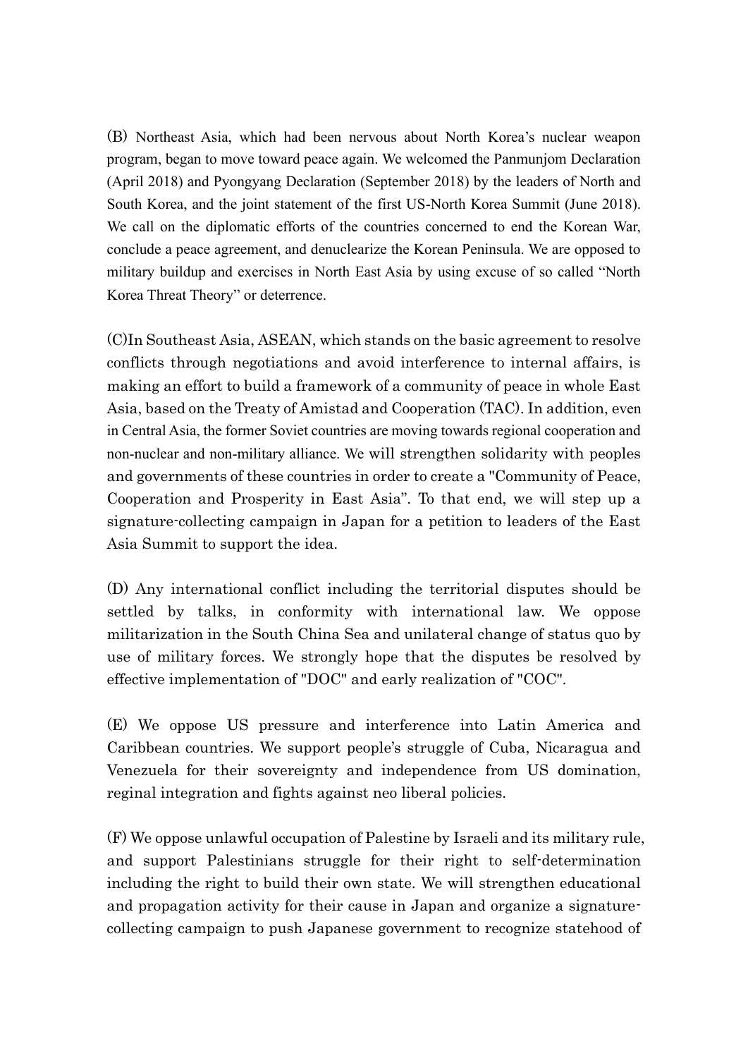(B) Northeast Asia, which had been nervous about North Korea's nuclear weapon program, began to move toward peace again. We welcomed the Panmunjom Declaration (April 2018) and Pyongyang Declaration (September 2018) by the leaders of North and South Korea, and the joint statement of the first US-North Korea Summit (June 2018). We call on the diplomatic efforts of the countries concerned to end the Korean War, conclude a peace agreement, and denuclearize the Korean Peninsula. We are opposed to military buildup and exercises in North East Asia by using excuse of so called "North Korea Threat Theory" or deterrence.

(C)In Southeast Asia, ASEAN, which stands on the basic agreement to resolve conflicts through negotiations and avoid interference to internal affairs, is making an effort to build a framework of a community of peace in whole East Asia, based on the Treaty of Amistad and Cooperation (TAC). In addition, even in Central Asia, the former Soviet countries are moving towards regional cooperation and non-nuclear and non-military alliance. We will strengthen solidarity with peoples and governments of these countries in order to create a "Community of Peace, Cooperation and Prosperity in East Asia". To that end, we will step up a signature-collecting campaign in Japan for a petition to leaders of the East Asia Summit to support the idea.

(D) Any international conflict including the territorial disputes should be settled by talks, in conformity with international law. We oppose militarization in the South China Sea and unilateral change of status quo by use of military forces. We strongly hope that the disputes be resolved by effective implementation of "DOC" and early realization of "COC".

(E) We oppose US pressure and interference into Latin America and Caribbean countries. We support people's struggle of Cuba, Nicaragua and Venezuela for their sovereignty and independence from US domination, reginal integration and fights against neo liberal policies.

(F) We oppose unlawful occupation of Palestine by Israeli and its military rule, and support Palestinians struggle for their right to self-determination including the right to build their own state. We will strengthen educational and propagation activity for their cause in Japan and organize a signature-collecting campaign to push Japanese government to recognize statehood of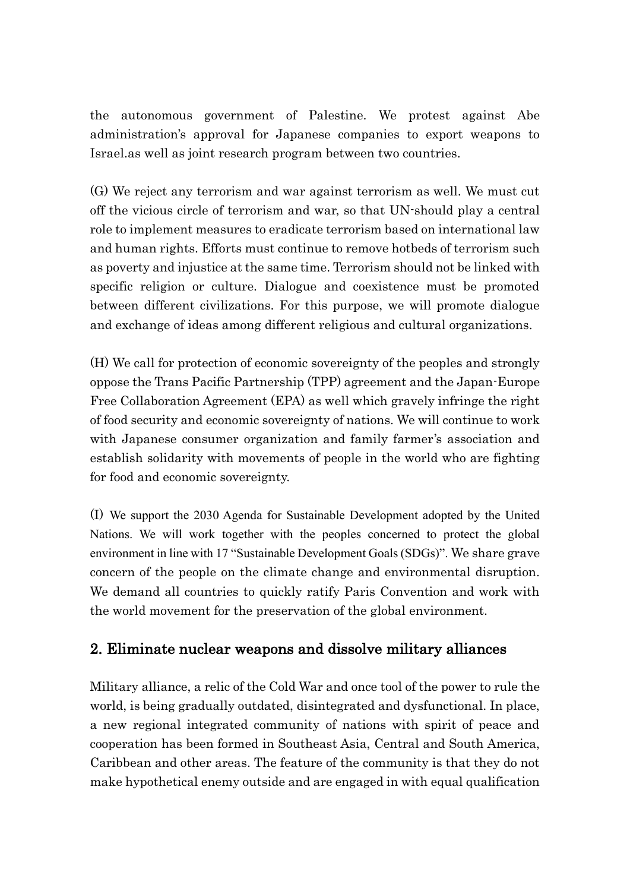the autonomous government of Palestine. We protest against Abe administration's approval for Japanese companies to export weapons to Israel.as well as joint research program between two countries.

(G) We reject any terrorism and war against terrorism as well. We must cut off the vicious circle of terrorism and war, so that UN-should play a central role to implement measures to eradicate terrorism based on international law and human rights. Efforts must continue to remove hotbeds of terrorism such as poverty and injustice at the same time. Terrorism should not be linked with specific religion or culture. Dialogue and coexistence must be promoted between different civilizations. For this purpose, we will promote dialogue and exchange of ideas among different religious and cultural organizations.

(H) We call for protection of economic sovereignty of the peoples and strongly oppose the Trans Pacific Partnership (TPP) agreement and the Japan-Europe Free Collaboration Agreement (EPA) as well which gravely infringe the right of food security and economic sovereignty of nations. We will continue to work with Japanese consumer organization and family farmer's association and establish solidarity with movements of people in the world who are fighting for food and economic sovereignty.

(I) We support the 2030 Agenda for Sustainable Development adopted by the United Nations. We will work together with the peoples concerned to protect the global environment in line with 17 "Sustainable Development Goals (SDGs)". We share grave concern of the people on the climate change and environmental disruption. We demand all countries to quickly ratify Paris Convention and work with the world movement for the preservation of the global environment.

## 2. Eliminate nuclear weapons and dissolve military alliances

Military alliance, a relic of the Cold War and once tool of the power to rule the world, is being gradually outdated, disintegrated and dysfunctional. In place, a new regional integrated community of nations with spirit of peace and cooperation has been formed in Southeast Asia, Central and South America, Caribbean and other areas. The feature of the community is that they do not make hypothetical enemy outside and are engaged in with equal qualification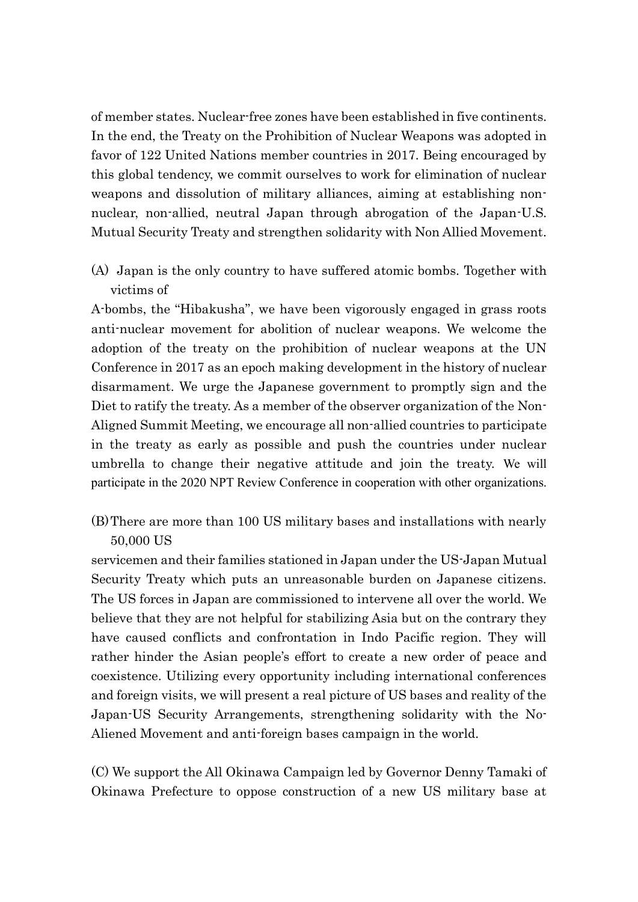of member states. Nuclear-free zones have been established in five continents. In the end, the Treaty on the Prohibition of Nuclear Weapons was adopted in favor of 122 United Nations member countries in 2017. Being encouraged by this global tendency, we commit ourselves to work for elimination of nuclear weapons and dissolution of military alliances, aiming at establishing non-nuclear, non-allied, neutral Japan through abrogation of the Japan-U.S. Mutual Security Treaty and strengthen solidarity with Non Allied Movement.

(A) Japan is the only country to have suffered atomic bombs. Together with victims of A-bombs, the "Hibakusha", we have been vigorously engaged in grass roots anti-nuclear movement for abolition of nuclear weapons. We welcome the adoption of the treaty on the prohibition of nuclear weapons at the UN Conference in 2017 as an epoch making development in the history of nuclear disarmament. We urge the Japanese government to promptly sign and the Diet to ratify the treaty. As a member of the observer organization of the Non-Aligned Summit Meeting, we encourage all non-allied countries to participate in the treaty as early as possible and push the countries under nuclear umbrella to change their negative attitude and join the treaty. We will participate in the 2020 NPT Review Conference in cooperation with other organizations.

(B) There are more than 100 US military bases and installations with nearly 50,000 US servicemen and their families stationed in Japan under the US-Japan Mutual Security Treaty which puts an unreasonable burden on Japanese citizens. The US forces in Japan are commissioned to intervene all over the world. We believe that they are not helpful for stabilizing Asia but on the contrary they have caused conflicts and confrontation in Indo Pacific region. They will rather hinder the Asian people's effort to create a new order of peace and coexistence. Utilizing every opportunity including international conferences and foreign visits, we will present a real picture of US bases and reality of the Japan-US Security Arrangements, strengthening solidarity with the No-Aliened Movement and anti-foreign bases campaign in the world.

(C) We support the All Okinawa Campaign led by Governor Denny Tamaki of Okinawa Prefecture to oppose construction of a new US military base at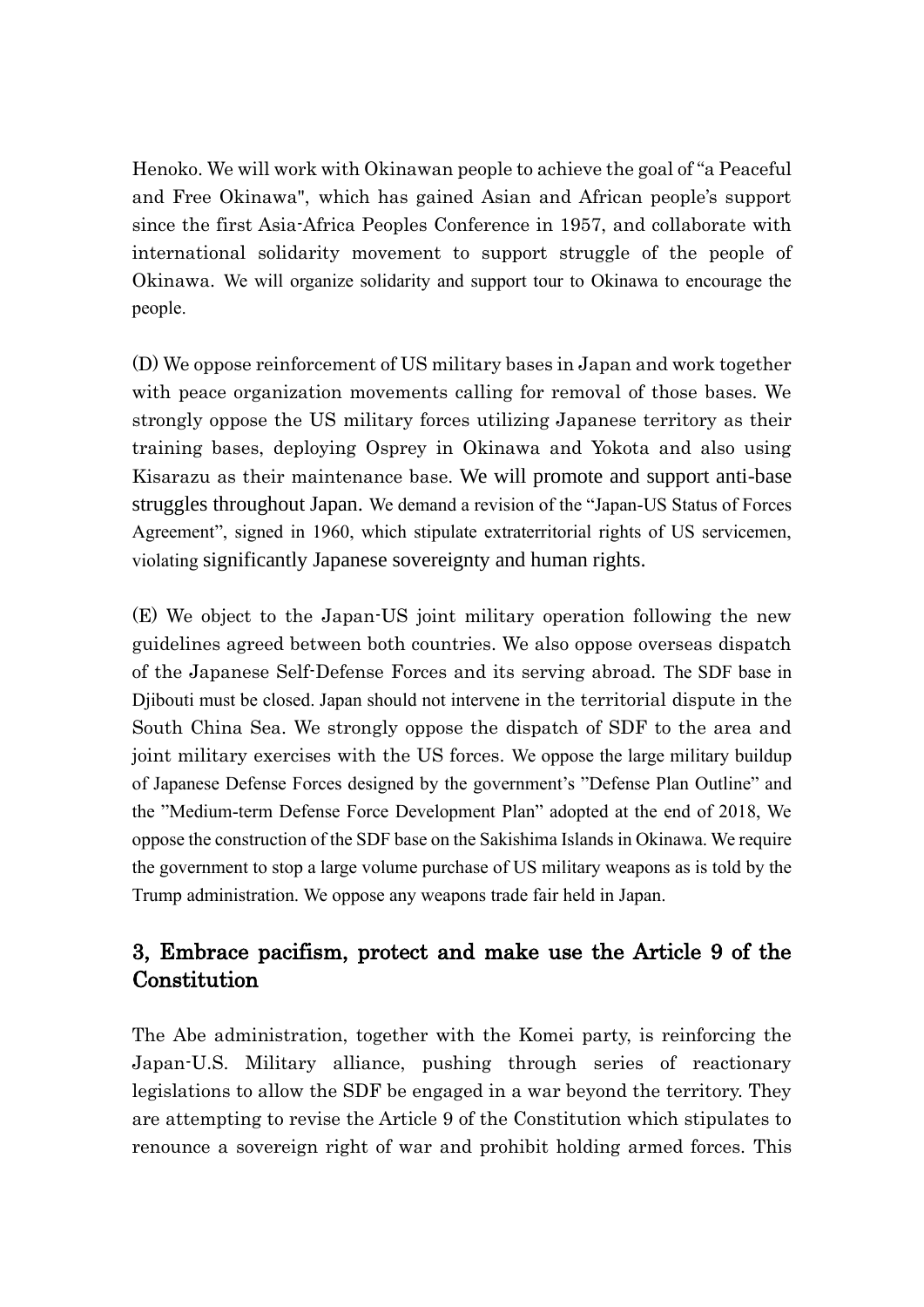Henoko. We will work with Okinawan people to achieve the goal of "a Peaceful and Free Okinawa", which has gained Asian and African people's support since the first Asia-Africa Peoples Conference in 1957, and collaborate with international solidarity movement to support struggle of the people of Okinawa. We will organize solidarity and support tour to Okinawa to encourage the people.

(D) We oppose reinforcement of US military bases in Japan and work together with peace organization movements calling for removal of those bases. We strongly oppose the US military forces utilizing Japanese territory as their training bases, deploying Osprey in Okinawa and Yokota and also using Kisarazu as their maintenance base. We will promote and support anti-base struggles throughout Japan. We demand a revision of the "Japan-US Status of Forces Agreement", signed in 1960, which stipulate extraterritorial rights of US servicemen, violating significantly Japanese sovereignty and human rights.

(E) We object to the Japan-US joint military operation following the new guidelines agreed between both countries. We also oppose overseas dispatch of the Japanese Self-Defense Forces and its serving abroad. The SDF base in Djibouti must be closed. Japan should not intervene in the territorial dispute in the South China Sea. We strongly oppose the dispatch of SDF to the area and joint military exercises with the US forces. We oppose the large military buildup of Japanese Defense Forces designed by the government's "Defense Plan Outline" and the "Medium-term Defense Force Development Plan" adopted at the end of 2018, We oppose the construction of the SDF base on the Sakishima Islands in Okinawa. We require the government to stop a large volume purchase of US military weapons as is told by the Trump administration. We oppose any weapons trade fair held in Japan.

## 3, Embrace pacifism, protect and make use the Article 9 of the Constitution

The Abe administration, together with the Komei party, is reinforcing the Japan-U.S. Military alliance, pushing through series of reactionary legislations to allow the SDF be engaged in a war beyond the territory. They are attempting to revise the Article 9 of the Constitution which stipulates to renounce a sovereign right of war and prohibit holding armed forces. This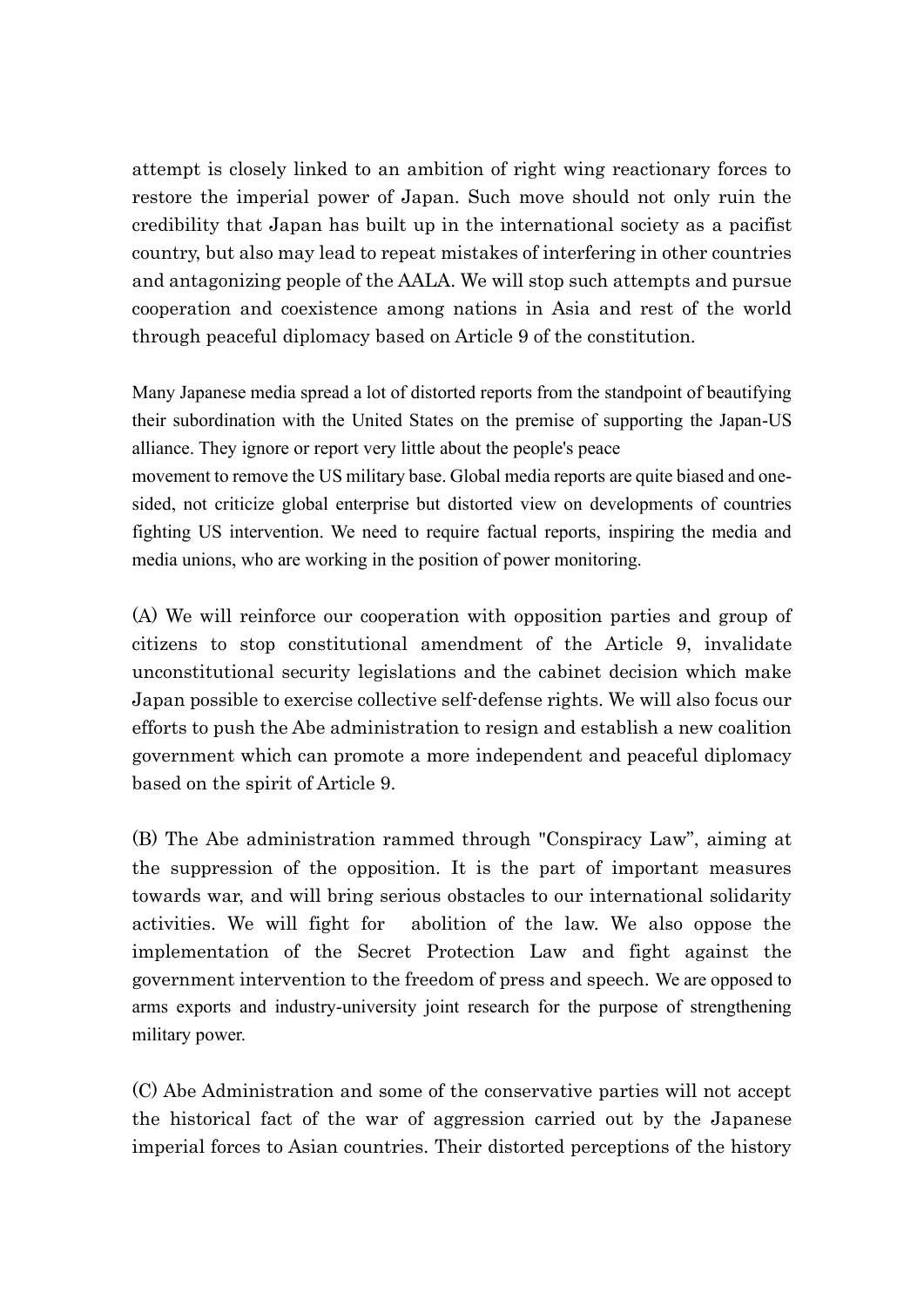attempt is closely linked to an ambition of right wing reactionary forces to restore the imperial power of Japan. Such move should not only ruin the credibility that Japan has built up in the international society as a pacifist country, but also may lead to repeat mistakes of interfering in other countries and antagonizing people of the AALA. We will stop such attempts and pursue cooperation and coexistence among nations in Asia and rest of the world through peaceful diplomacy based on Article 9 of the constitution.

Many Japanese media spread a lot of distorted reports from the standpoint of beautifying their subordination with the United States on the premise of supporting the Japan-US alliance. They ignore or report very little about the people's peace movement to remove the US military base. Global media reports are quite biased and one-sided, not criticize global enterprise but distorted view on developments of countries fighting US intervention. We need to require factual reports, inspiring the media and media unions, who are working in the position of power monitoring.

(A) We will reinforce our cooperation with opposition parties and group of citizens to stop constitutional amendment of the Article 9, invalidate unconstitutional security legislations and the cabinet decision which make Japan possible to exercise collective self-defense rights. We will also focus our efforts to push the Abe administration to resign and establish a new coalition government which can promote a more independent and peaceful diplomacy based on the spirit of Article 9.

(B) The Abe administration rammed through "Conspiracy Law", aiming at the suppression of the opposition. It is the part of important measures towards war, and will bring serious obstacles to our international solidarity activities. We will fight for abolition of the law. We also oppose the implementation of the Secret Protection Law and fight against the government intervention to the freedom of press and speech. We are opposed to arms exports and industry-university joint research for the purpose of strengthening military power.

(C) Abe Administration and some of the conservative parties will not accept the historical fact of the war of aggression carried out by the Japanese imperial forces to Asian countries. Their distorted perceptions of the history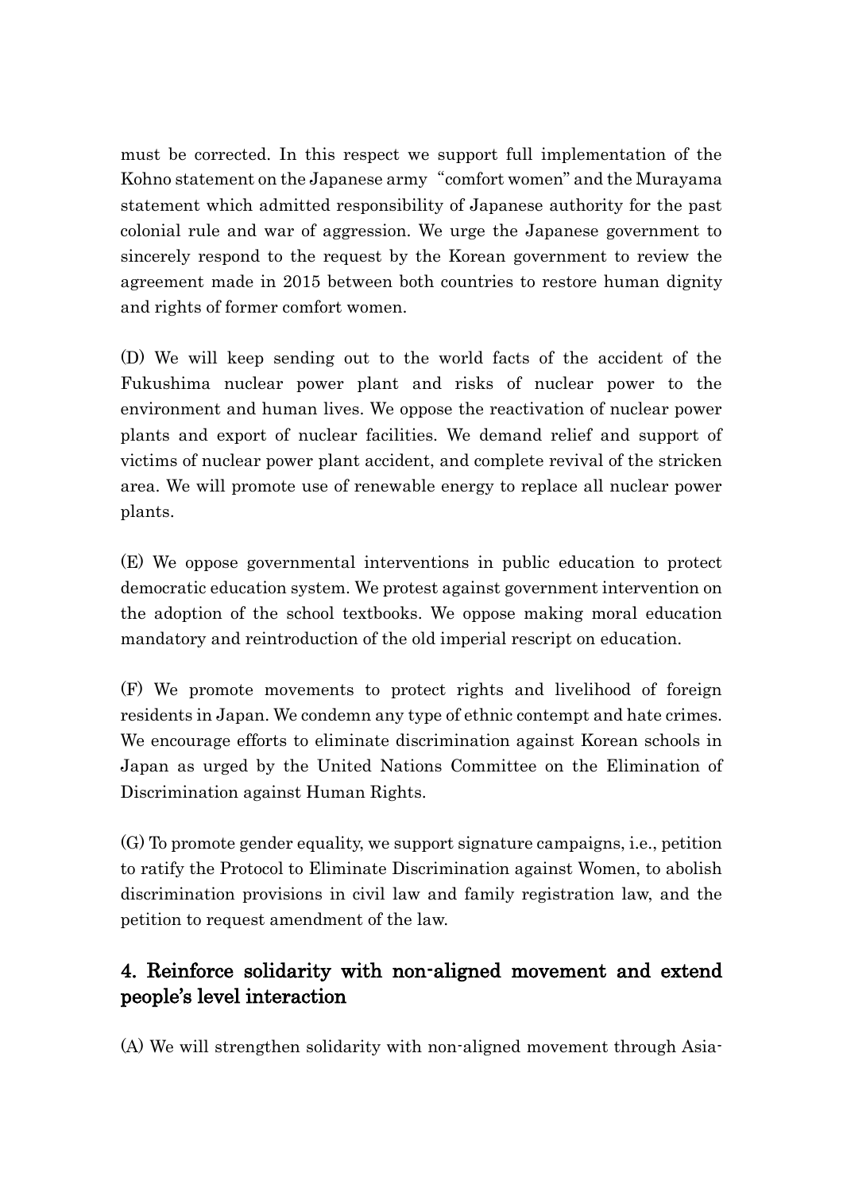must be corrected. In this respect we support full implementation of the Kohno statement on the Japanese army "comfort women" and the Murayama statement which admitted responsibility of Japanese authority for the past colonial rule and war of aggression. We urge the Japanese government to sincerely respond to the request by the Korean government to review the agreement made in 2015 between both countries to restore human dignity and rights of former comfort women.

(D) We will keep sending out to the world facts of the accident of the Fukushima nuclear power plant and risks of nuclear power to the environment and human lives. We oppose the reactivation of nuclear power plants and export of nuclear facilities. We demand relief and support of victims of nuclear power plant accident, and complete revival of the stricken area. We will promote use of renewable energy to replace all nuclear power plants.

(E) We oppose governmental interventions in public education to protect democratic education system. We protest against government intervention on the adoption of the school textbooks. We oppose making moral education mandatory and reintroduction of the old imperial rescript on education.

(F) We promote movements to protect rights and livelihood of foreign residents in Japan. We condemn any type of ethnic contempt and hate crimes. We encourage efforts to eliminate discrimination against Korean schools in Japan as urged by the United Nations Committee on the Elimination of Discrimination against Human Rights.

(G) To promote gender equality, we support signature campaigns, i.e., petition to ratify the Protocol to Eliminate Discrimination against Women, to abolish discrimination provisions in civil law and family registration law, and the petition to request amendment of the law.

## 4. Reinforce solidarity with non-aligned movement and extend people's level interaction

(A) We will strengthen solidarity with non-aligned movement through Asia-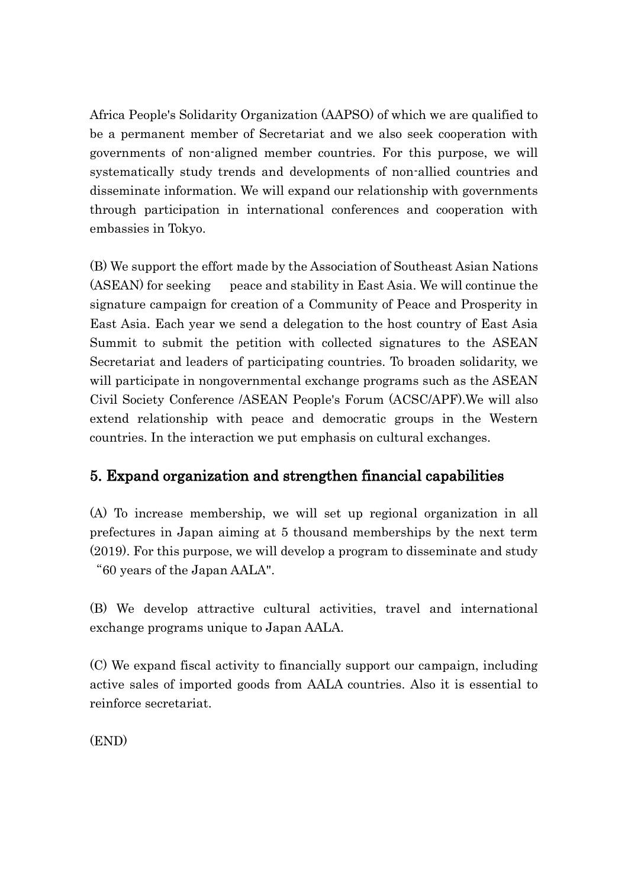Africa People's Solidarity Organization (AAPSO) of which we are qualified to be a permanent member of Secretariat and we also seek cooperation with governments of non-aligned member countries. For this purpose, we will systematically study trends and developments of non-allied countries and disseminate information. We will expand our relationship with governments through participation in international conferences and cooperation with embassies in Tokyo.

(B) We support the effort made by the Association of Southeast Asian Nations (ASEAN) for seeking peace and stability in East Asia. We will continue the signature campaign for creation of a Community of Peace and Prosperity in East Asia. Each year we send a delegation to the host country of East Asia Summit to submit the petition with collected signatures to the ASEAN Secretariat and leaders of participating countries. To broaden solidarity, we will participate in nongovernmental exchange programs such as the ASEAN Civil Society Conference /ASEAN People's Forum (ACSC/APF).We will also extend relationship with peace and democratic groups in the Western countries. In the interaction we put emphasis on cultural exchanges.

## 5. Expand organization and strengthen financial capabilities

(A) To increase membership, we will set up regional organization in all prefectures in Japan aiming at 5 thousand memberships by the next term (2019). For this purpose, we will develop a program to disseminate and study "60 years of the Japan AALA".

(B) We develop attractive cultural activities, travel and international exchange programs unique to Japan AALA.

(C) We expand fiscal activity to financially support our campaign, including active sales of imported goods from AALA countries. Also it is essential to reinforce secretariat.

(END)